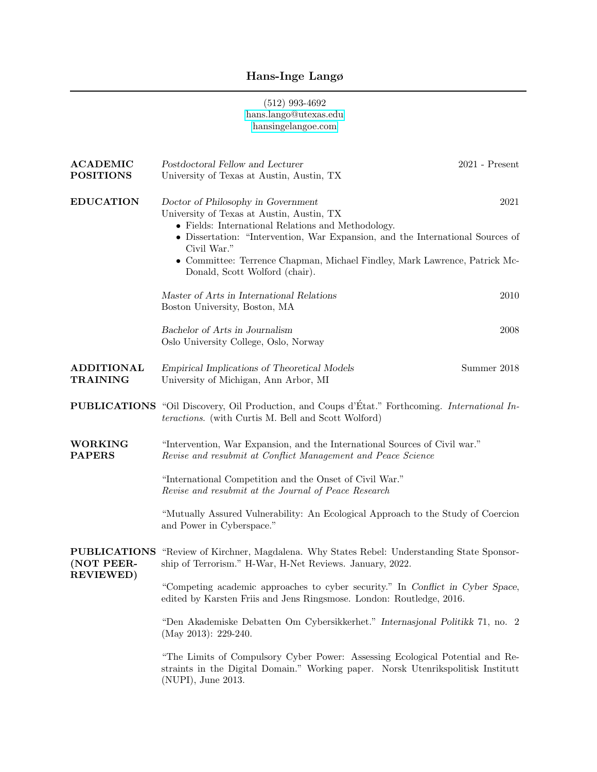# Hans-Inge Langø

(512) 993-4692
hans.lango@utexas.edu
hansingelangoe.com

## ACADEMIC POSITIONS

*Postdoctoral Fellow and Lecturer* — 2021 - Present
University of Texas at Austin, Austin, TX

## EDUCATION

*Doctor of Philosophy in Government* — 2021
University of Texas at Austin, Austin, TX

- Fields: International Relations and Methodology.
- Dissertation: "Intervention, War Expansion, and the International Sources of Civil War."
- Committee: Terrence Chapman, Michael Findley, Mark Lawrence, Patrick McDonald, Scott Wolford (chair).

*Master of Arts in International Relations* — 2010
Boston University, Boston, MA

*Bachelor of Arts in Journalism* — 2008
Oslo University College, Oslo, Norway

## ADDITIONAL TRAINING

*Empirical Implications of Theoretical Models* — Summer 2018
University of Michigan, Ann Arbor, MI

## PUBLICATIONS

"Oil Discovery, Oil Production, and Coups d'État." Forthcoming. *International Interactions*. (with Curtis M. Bell and Scott Wolford)

## WORKING PAPERS

"Intervention, War Expansion, and the International Sources of Civil war."
*Revise and resubmit at Conflict Management and Peace Science*

"International Competition and the Onset of Civil War."
*Revise and resubmit at the Journal of Peace Research*

"Mutually Assured Vulnerability: An Ecological Approach to the Study of Coercion and Power in Cyberspace."

## PUBLICATIONS (NOT PEER-REVIEWED)

"Review of Kirchner, Magdalena. Why States Rebel: Understanding State Sponsorship of Terrorism." H-War, H-Net Reviews. January, 2022.

"Competing academic approaches to cyber security." In *Conflict in Cyber Space*, edited by Karsten Friis and Jens Ringsmose. London: Routledge, 2016.

"Den Akademiske Debatten Om Cybersikkerhet." *Internasjonal Politikk* 71, no. 2 (May 2013): 229-240.

"The Limits of Compulsory Cyber Power: Assessing Ecological Potential and Restraints in the Digital Domain." Working paper. Norsk Utenrikspolitisk Institutt (NUPI), June 2013.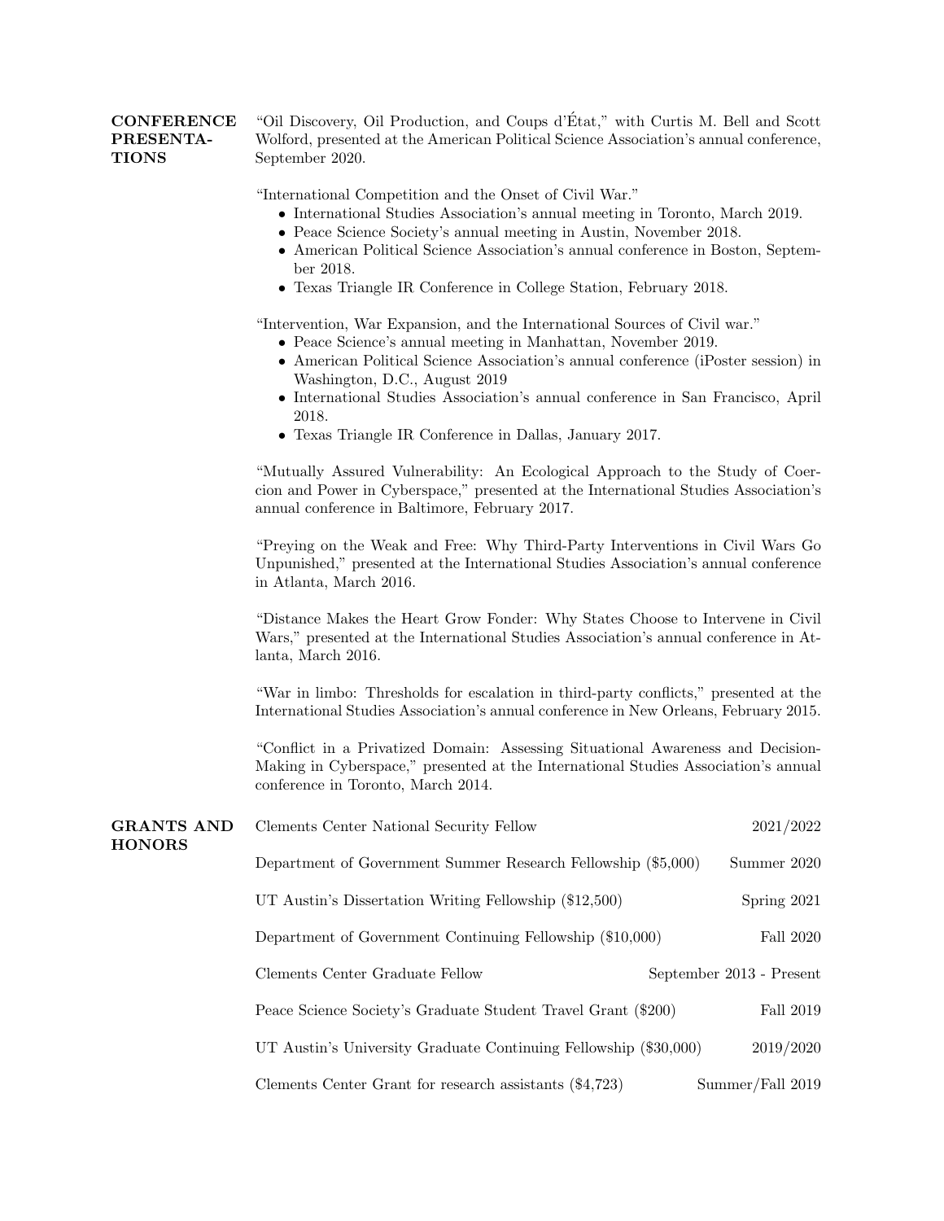## CONFERENCE PRESENTATIONS

"Oil Discovery, Oil Production, and Coups d'État," with Curtis M. Bell and Scott Wolford, presented at the American Political Science Association's annual conference, September 2020.

"International Competition and the Onset of Civil War."

- International Studies Association's annual meeting in Toronto, March 2019.
- Peace Science Society's annual meeting in Austin, November 2018.
- American Political Science Association's annual conference in Boston, September 2018.
- Texas Triangle IR Conference in College Station, February 2018.

"Intervention, War Expansion, and the International Sources of Civil war."

- Peace Science's annual meeting in Manhattan, November 2019.
- American Political Science Association's annual conference (iPoster session) in Washington, D.C., August 2019
- International Studies Association's annual conference in San Francisco, April 2018.
- Texas Triangle IR Conference in Dallas, January 2017.

"Mutually Assured Vulnerability: An Ecological Approach to the Study of Coercion and Power in Cyberspace," presented at the International Studies Association's annual conference in Baltimore, February 2017.

"Preying on the Weak and Free: Why Third-Party Interventions in Civil Wars Go Unpunished," presented at the International Studies Association's annual conference in Atlanta, March 2016.

"Distance Makes the Heart Grow Fonder: Why States Choose to Intervene in Civil Wars," presented at the International Studies Association's annual conference in Atlanta, March 2016.

"War in limbo: Thresholds for escalation in third-party conflicts," presented at the International Studies Association's annual conference in New Orleans, February 2015.

"Conflict in a Privatized Domain: Assessing Situational Awareness and Decision-Making in Cyberspace," presented at the International Studies Association's annual conference in Toronto, March 2014.

## GRANTS AND HONORS

| | |
|---|---|
| Clements Center National Security Fellow | 2021/2022 |
| Department of Government Summer Research Fellowship ($5,000) | Summer 2020 |
| UT Austin's Dissertation Writing Fellowship ($12,500) | Spring 2021 |
| Department of Government Continuing Fellowship ($10,000) | Fall 2020 |
| Clements Center Graduate Fellow | September 2013 - Present |
| Peace Science Society's Graduate Student Travel Grant ($200) | Fall 2019 |
| UT Austin's University Graduate Continuing Fellowship ($30,000) | 2019/2020 |
| Clements Center Grant for research assistants ($4,723) | Summer/Fall 2019 |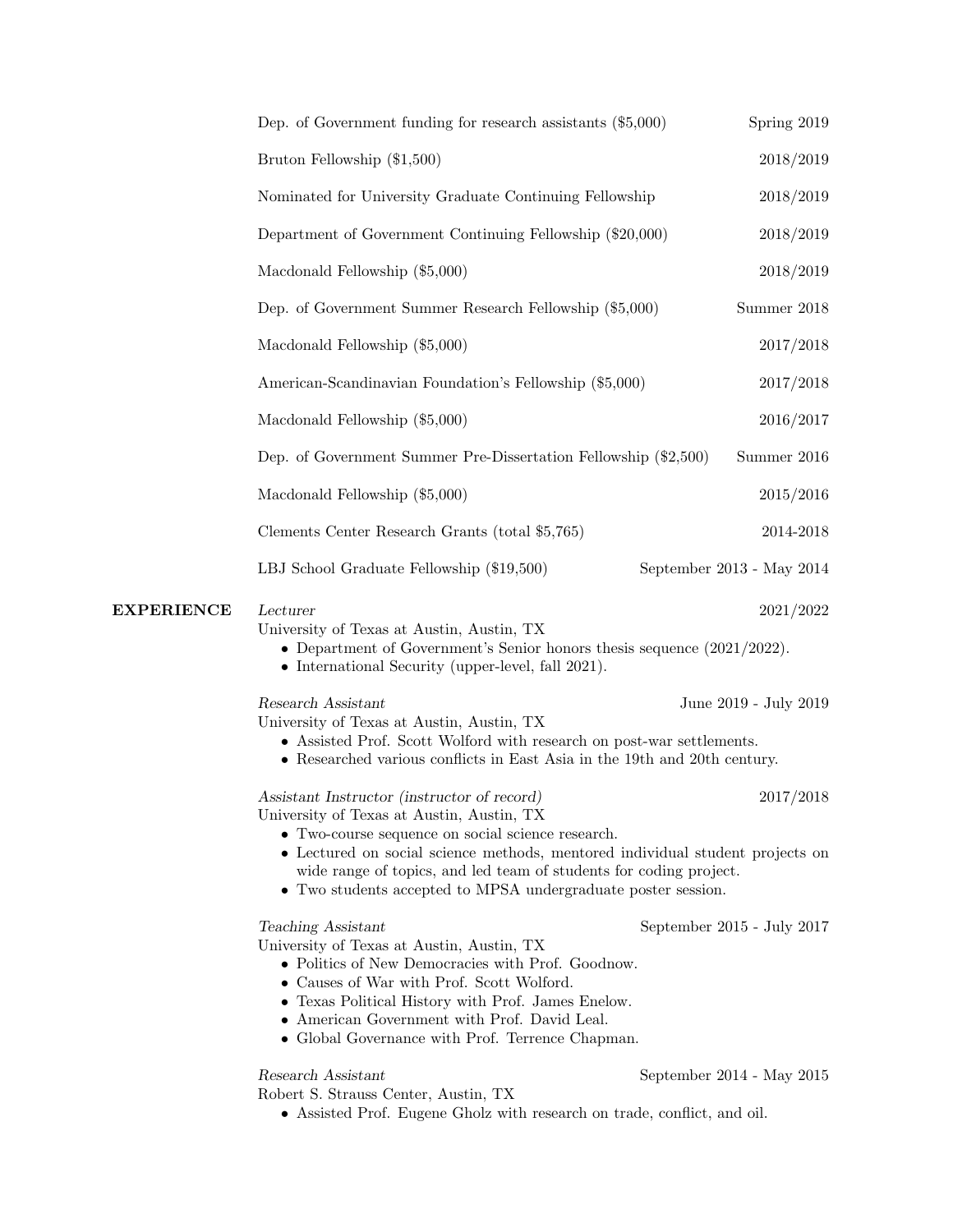Dep. of Government funding for research assistants ($5,000) — Spring 2019

Bruton Fellowship ($1,500) — 2018/2019

Nominated for University Graduate Continuing Fellowship — 2018/2019

Department of Government Continuing Fellowship ($20,000) — 2018/2019

Macdonald Fellowship ($5,000) — 2018/2019

Dep. of Government Summer Research Fellowship ($5,000) — Summer 2018

Macdonald Fellowship ($5,000) — 2017/2018

American-Scandinavian Foundation's Fellowship ($5,000) — 2017/2018

Macdonald Fellowship ($5,000) — 2016/2017

Dep. of Government Summer Pre-Dissertation Fellowship ($2,500) — Summer 2016

Macdonald Fellowship ($5,000) — 2015/2016

Clements Center Research Grants (total $5,765) — 2014-2018

LBJ School Graduate Fellowship ($19,500) — September 2013 - May 2014

## EXPERIENCE

*Lecturer* — 2021/2022
University of Texas at Austin, Austin, TX
- Department of Government's Senior honors thesis sequence (2021/2022).
- International Security (upper-level, fall 2021).

*Research Assistant* — June 2019 - July 2019
University of Texas at Austin, Austin, TX
- Assisted Prof. Scott Wolford with research on post-war settlements.
- Researched various conflicts in East Asia in the 19th and 20th century.

*Assistant Instructor (instructor of record)* — 2017/2018
University of Texas at Austin, Austin, TX
- Two-course sequence on social science research.
- Lectured on social science methods, mentored individual student projects on wide range of topics, and led team of students for coding project.
- Two students accepted to MPSA undergraduate poster session.

*Teaching Assistant* — September 2015 - July 2017
University of Texas at Austin, Austin, TX
- Politics of New Democracies with Prof. Goodnow.
- Causes of War with Prof. Scott Wolford.
- Texas Political History with Prof. James Enelow.
- American Government with Prof. David Leal.
- Global Governance with Prof. Terrence Chapman.

*Research Assistant* — September 2014 - May 2015
Robert S. Strauss Center, Austin, TX
- Assisted Prof. Eugene Gholz with research on trade, conflict, and oil.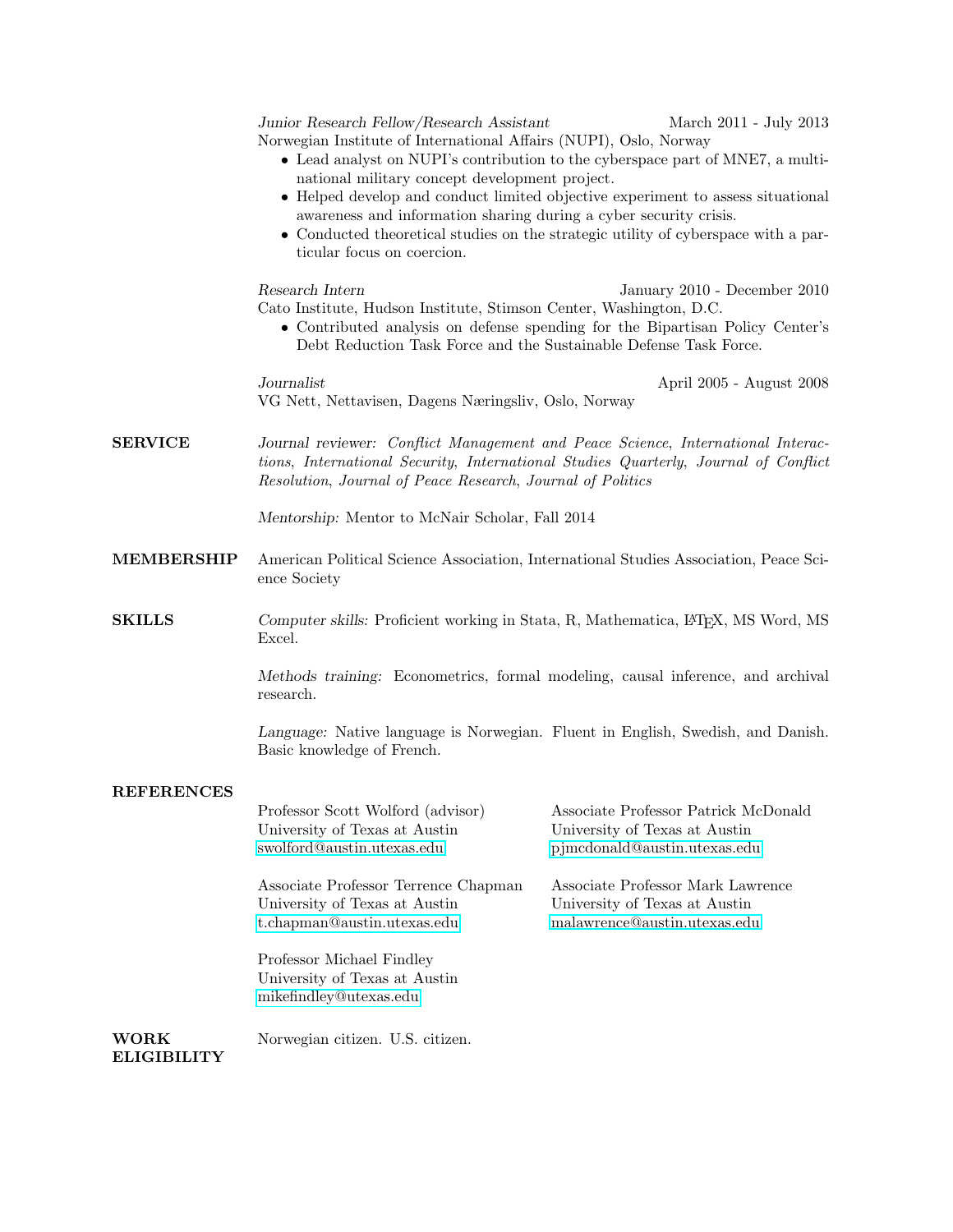*Junior Research Fellow/Research Assistant* March 2011 - July 2013
Norwegian Institute of International Affairs (NUPI), Oslo, Norway

- Lead analyst on NUPI's contribution to the cyberspace part of MNE7, a multinational military concept development project.
- Helped develop and conduct limited objective experiment to assess situational awareness and information sharing during a cyber security crisis.
- Conducted theoretical studies on the strategic utility of cyberspace with a particular focus on coercion.

*Research Intern* January 2010 - December 2010
Cato Institute, Hudson Institute, Stimson Center, Washington, D.C.

- Contributed analysis on defense spending for the Bipartisan Policy Center's Debt Reduction Task Force and the Sustainable Defense Task Force.

*Journalist* April 2005 - August 2008
VG Nett, Nettavisen, Dagens Næringsliv, Oslo, Norway

## SERVICE

*Journal reviewer: Conflict Management and Peace Science*, *International Interactions*, *International Security*, *International Studies Quarterly*, *Journal of Conflict Resolution*, *Journal of Peace Research*, *Journal of Politics*

*Mentorship:* Mentor to McNair Scholar, Fall 2014

## MEMBERSHIP

American Political Science Association, International Studies Association, Peace Science Society

## SKILLS

*Computer skills:* Proficient working in Stata, R, Mathematica, LaTeX, MS Word, MS Excel.

*Methods training:* Econometrics, formal modeling, causal inference, and archival research.

*Language:* Native language is Norwegian. Fluent in English, Swedish, and Danish. Basic knowledge of French.

## REFERENCES

Professor Scott Wolford (advisor)
University of Texas at Austin
swolford@austin.utexas.edu

Associate Professor Patrick McDonald
University of Texas at Austin
pjmcdonald@austin.utexas.edu

Associate Professor Terrence Chapman
University of Texas at Austin
t.chapman@austin.utexas.edu

Associate Professor Mark Lawrence
University of Texas at Austin
malawrence@austin.utexas.edu

Professor Michael Findley
University of Texas at Austin
mikefindley@utexas.edu

## WORK ELIGIBILITY

Norwegian citizen. U.S. citizen.